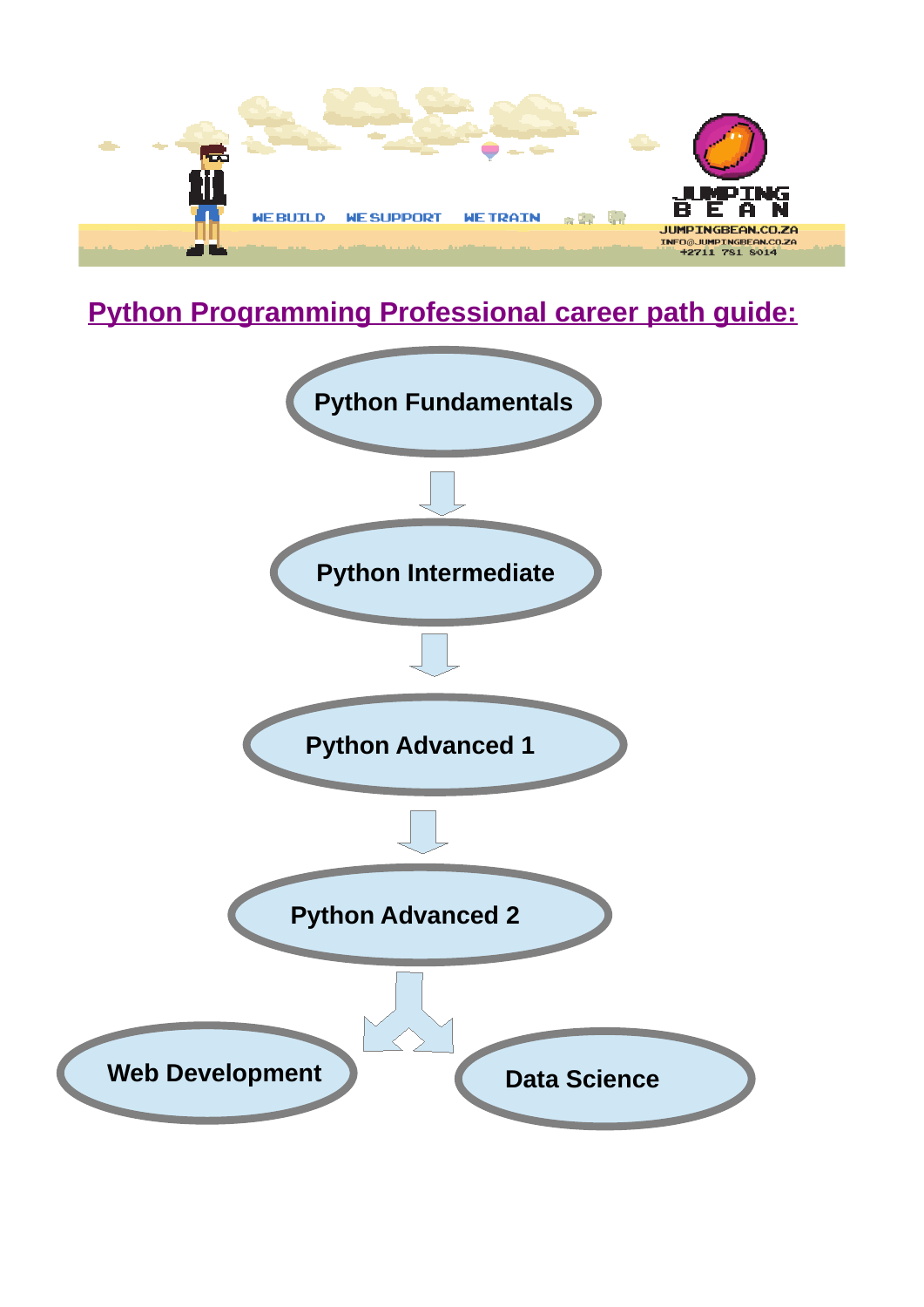WE BUILD WE SUPPORT WE TRAIN

JUMPING BEAN

JUMPINGBEAN.CO.ZA
INFO@JUMPINGBEAN.CO.ZA
+2711 781 8014

# Python Programming Professional career path guide:

Python Fundamentals

Python Intermediate

Python Advanced 1

Python Advanced 2

Web Development

Data Science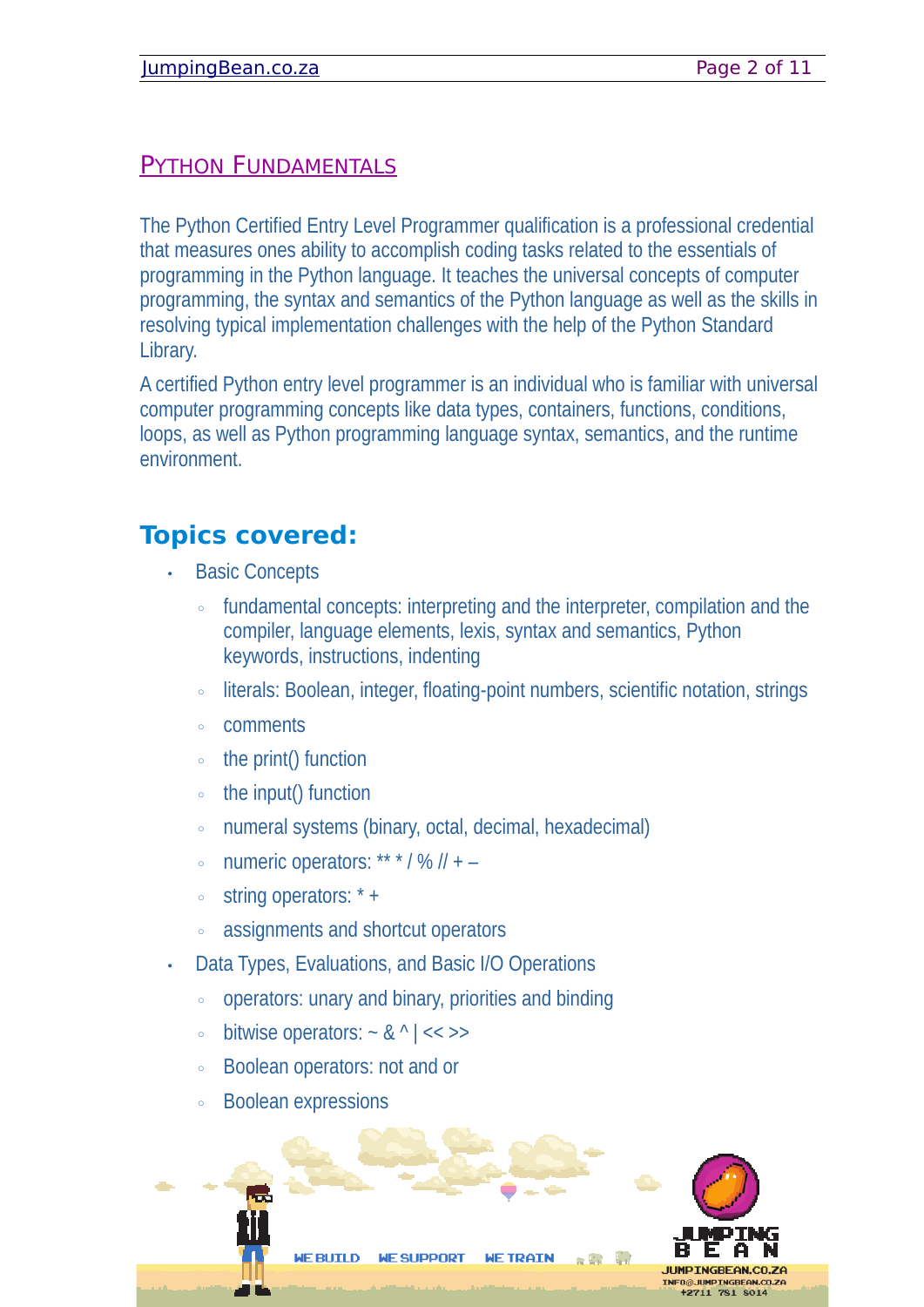## PYTHON FUNDAMENTALS

The Python Certified Entry Level Programmer qualification is a professional credential that measures ones ability to accomplish coding tasks related to the essentials of programming in the Python language. It teaches the universal concepts of computer programming, the syntax and semantics of the Python language as well as the skills in resolving typical implementation challenges with the help of the Python Standard Library.

A certified Python entry level programmer is an individual who is familiar with universal computer programming concepts like data types, containers, functions, conditions, loops, as well as Python programming language syntax, semantics, and the runtime environment.

## Topics covered:

- Basic Concepts
  - fundamental concepts: interpreting and the interpreter, compilation and the compiler, language elements, lexis, syntax and semantics, Python keywords, instructions, indenting
  - literals: Boolean, integer, floating-point numbers, scientific notation, strings
  - comments
  - the print() function
  - the input() function
  - numeral systems (binary, octal, decimal, hexadecimal)
  - numeric operators: ** * / % // + –
  - string operators: * +
  - assignments and shortcut operators
- Data Types, Evaluations, and Basic I/O Operations
  - operators: unary and binary, priorities and binding
  - bitwise operators: ~ & ^ | << >>
  - Boolean operators: not and or
  - Boolean expressions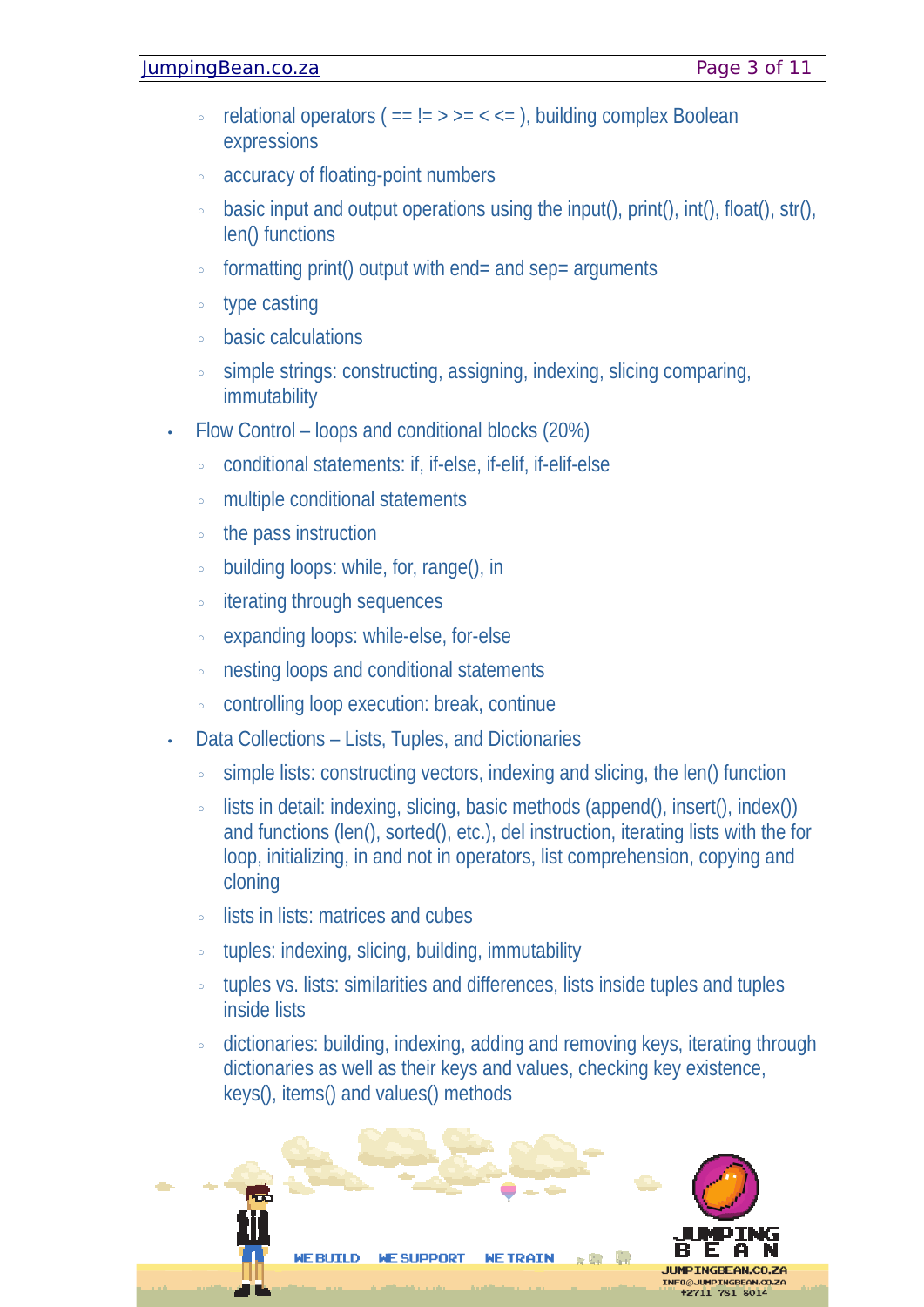- relational operators ( == != > >= < <= ), building complex Boolean expressions
    - accuracy of floating-point numbers
    - basic input and output operations using the input(), print(), int(), float(), str(), len() functions
    - formatting print() output with end= and sep= arguments
    - type casting
    - basic calculations
    - simple strings: constructing, assigning, indexing, slicing comparing, immutability
- Flow Control – loops and conditional blocks (20%)
    - conditional statements: if, if-else, if-elif, if-elif-else
    - multiple conditional statements
    - the pass instruction
    - building loops: while, for, range(), in
    - iterating through sequences
    - expanding loops: while-else, for-else
    - nesting loops and conditional statements
    - controlling loop execution: break, continue
- Data Collections – Lists, Tuples, and Dictionaries
    - simple lists: constructing vectors, indexing and slicing, the len() function
    - lists in detail: indexing, slicing, basic methods (append(), insert(), index()) and functions (len(), sorted(), etc.), del instruction, iterating lists with the for loop, initializing, in and not in operators, list comprehension, copying and cloning
    - lists in lists: matrices and cubes
    - tuples: indexing, slicing, building, immutability
    - tuples vs. lists: similarities and differences, lists inside tuples and tuples inside lists
    - dictionaries: building, indexing, adding and removing keys, iterating through dictionaries as well as their keys and values, checking key existence, keys(), items() and values() methods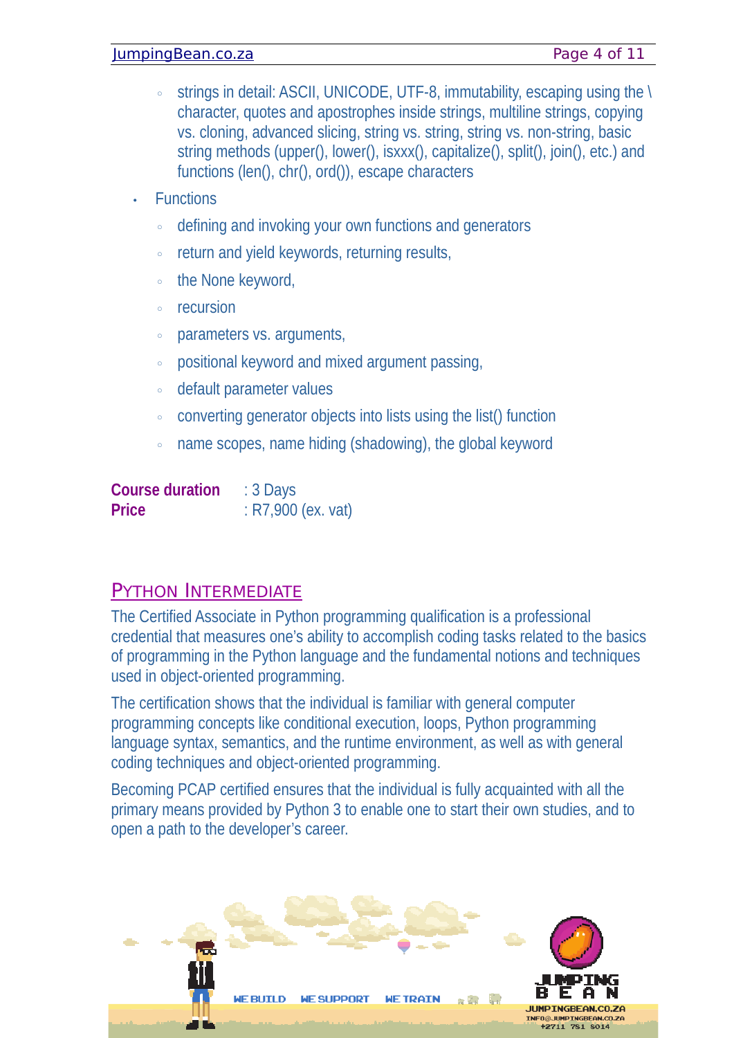- strings in detail: ASCII, UNICODE, UTF-8, immutability, escaping using the \ character, quotes and apostrophes inside strings, multiline strings, copying vs. cloning, advanced slicing, string vs. string, string vs. non-string, basic string methods (upper(), lower(), isxxx(), capitalize(), split(), join(), etc.) and functions (len(), chr(), ord()), escape characters
- Functions
    - defining and invoking your own functions and generators
    - return and yield keywords, returning results,
    - the None keyword,
    - recursion
    - parameters vs. arguments,
    - positional keyword and mixed argument passing,
    - default parameter values
    - converting generator objects into lists using the list() function
    - name scopes, name hiding (shadowing), the global keyword

**Course duration** : 3 Days
**Price** : R7,900 (ex. vat)

## Python Intermediate

The Certified Associate in Python programming qualification is a professional credential that measures one's ability to accomplish coding tasks related to the basics of programming in the Python language and the fundamental notions and techniques used in object-oriented programming.

The certification shows that the individual is familiar with general computer programming concepts like conditional execution, loops, Python programming language syntax, semantics, and the runtime environment, as well as with general coding techniques and object-oriented programming.

Becoming PCAP certified ensures that the individual is fully acquainted with all the primary means provided by Python 3 to enable one to start their own studies, and to open a path to the developer's career.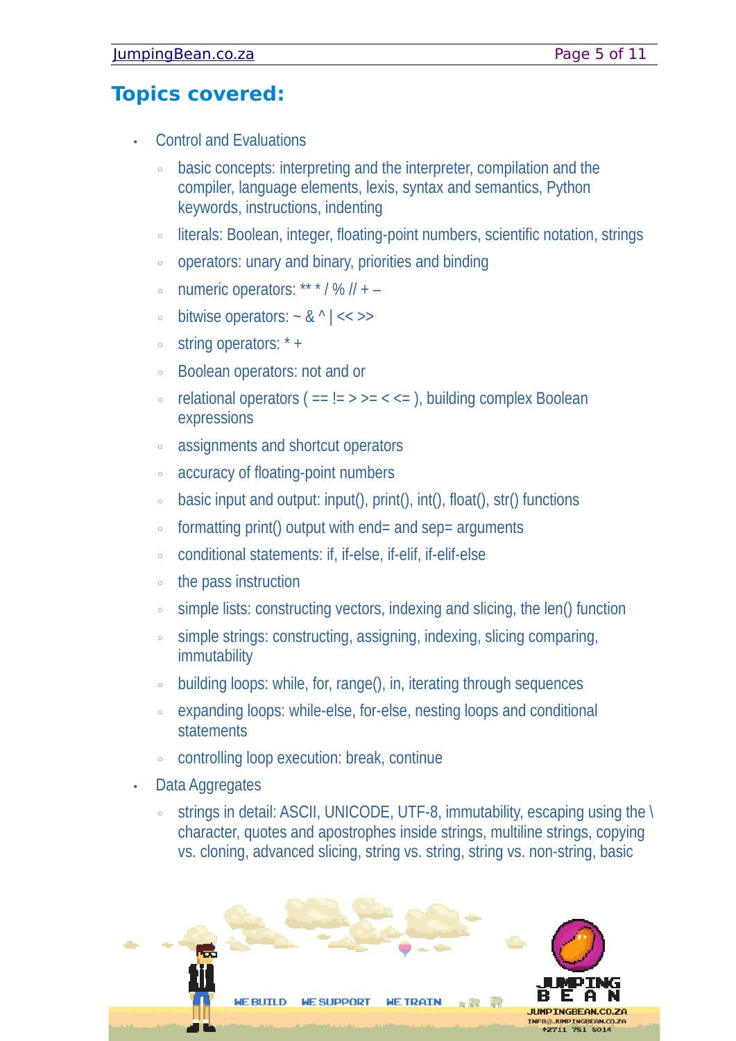## Topics covered:

- Control and Evaluations
  - basic concepts: interpreting and the interpreter, compilation and the compiler, language elements, lexis, syntax and semantics, Python keywords, instructions, indenting
  - literals: Boolean, integer, floating-point numbers, scientific notation, strings
  - operators: unary and binary, priorities and binding
  - numeric operators: ** * / % // + –
  - bitwise operators: ~ & ^ | << >>
  - string operators: * +
  - Boolean operators: not and or
  - relational operators ( == != > >= < <= ), building complex Boolean expressions
  - assignments and shortcut operators
  - accuracy of floating-point numbers
  - basic input and output: input(), print(), int(), float(), str() functions
  - formatting print() output with end= and sep= arguments
  - conditional statements: if, if-else, if-elif, if-elif-else
  - the pass instruction
  - simple lists: constructing vectors, indexing and slicing, the len() function
  - simple strings: constructing, assigning, indexing, slicing comparing, immutability
  - building loops: while, for, range(), in, iterating through sequences
  - expanding loops: while-else, for-else, nesting loops and conditional statements
  - controlling loop execution: break, continue
- Data Aggregates
  - strings in detail: ASCII, UNICODE, UTF-8, immutability, escaping using the \ character, quotes and apostrophes inside strings, multiline strings, copying vs. cloning, advanced slicing, string vs. string, string vs. non-string, basic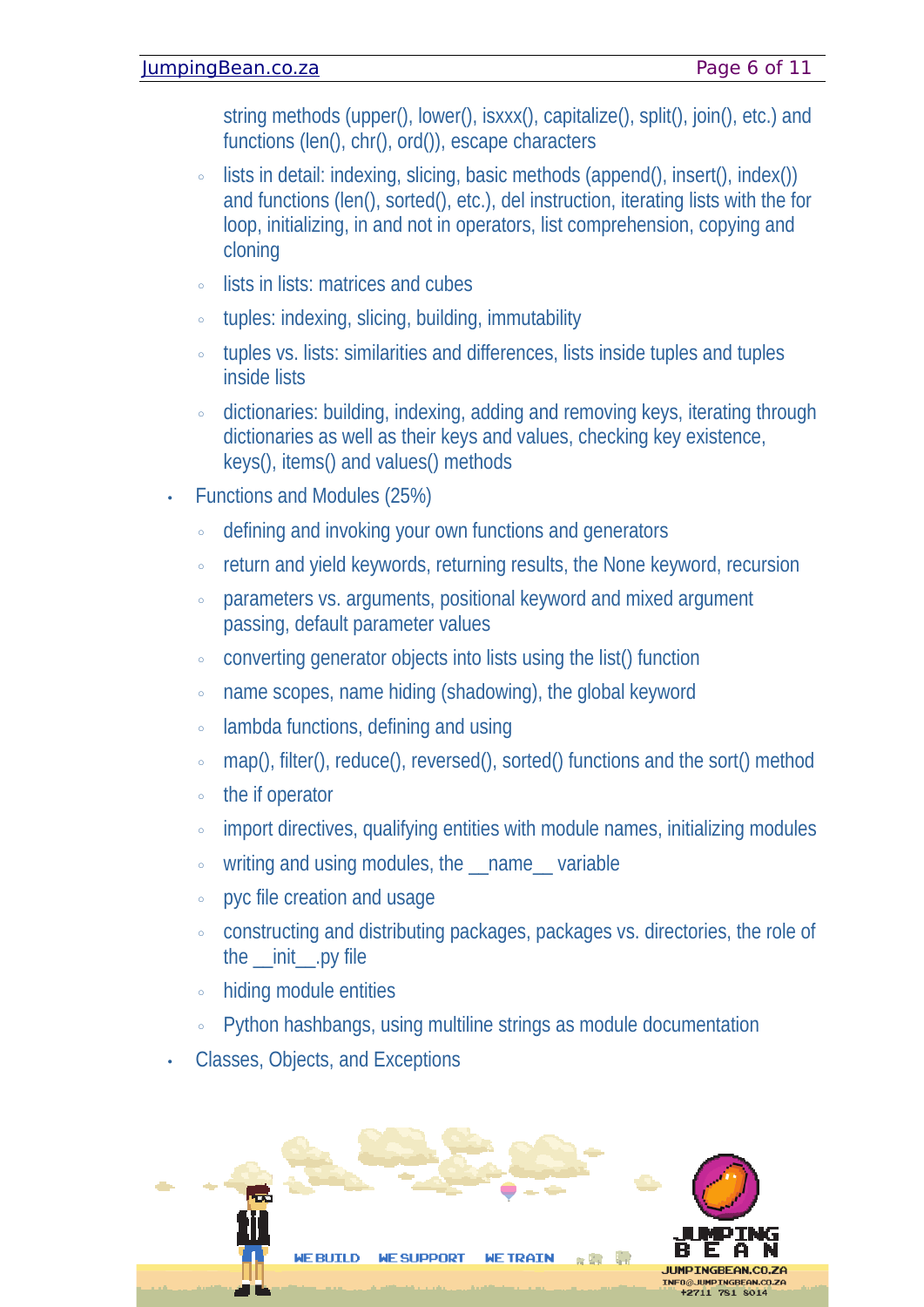string methods (upper(), lower(), isxxx(), capitalize(), split(), join(), etc.) and functions (len(), chr(), ord()), escape characters
- lists in detail: indexing, slicing, basic methods (append(), insert(), index()) and functions (len(), sorted(), etc.), del instruction, iterating lists with the for loop, initializing, in and not in operators, list comprehension, copying and cloning
- lists in lists: matrices and cubes
- tuples: indexing, slicing, building, immutability
- tuples vs. lists: similarities and differences, lists inside tuples and tuples inside lists
- dictionaries: building, indexing, adding and removing keys, iterating through dictionaries as well as their keys and values, checking key existence, keys(), items() and values() methods

- Functions and Modules (25%)
  - defining and invoking your own functions and generators
  - return and yield keywords, returning results, the None keyword, recursion
  - parameters vs. arguments, positional keyword and mixed argument passing, default parameter values
  - converting generator objects into lists using the list() function
  - name scopes, name hiding (shadowing), the global keyword
  - lambda functions, defining and using
  - map(), filter(), reduce(), reversed(), sorted() functions and the sort() method
  - the if operator
  - import directives, qualifying entities with module names, initializing modules
  - writing and using modules, the __name__ variable
  - pyc file creation and usage
  - constructing and distributing packages, packages vs. directories, the role of the __init__.py file
  - hiding module entities
  - Python hashbangs, using multiline strings as module documentation
- Classes, Objects, and Exceptions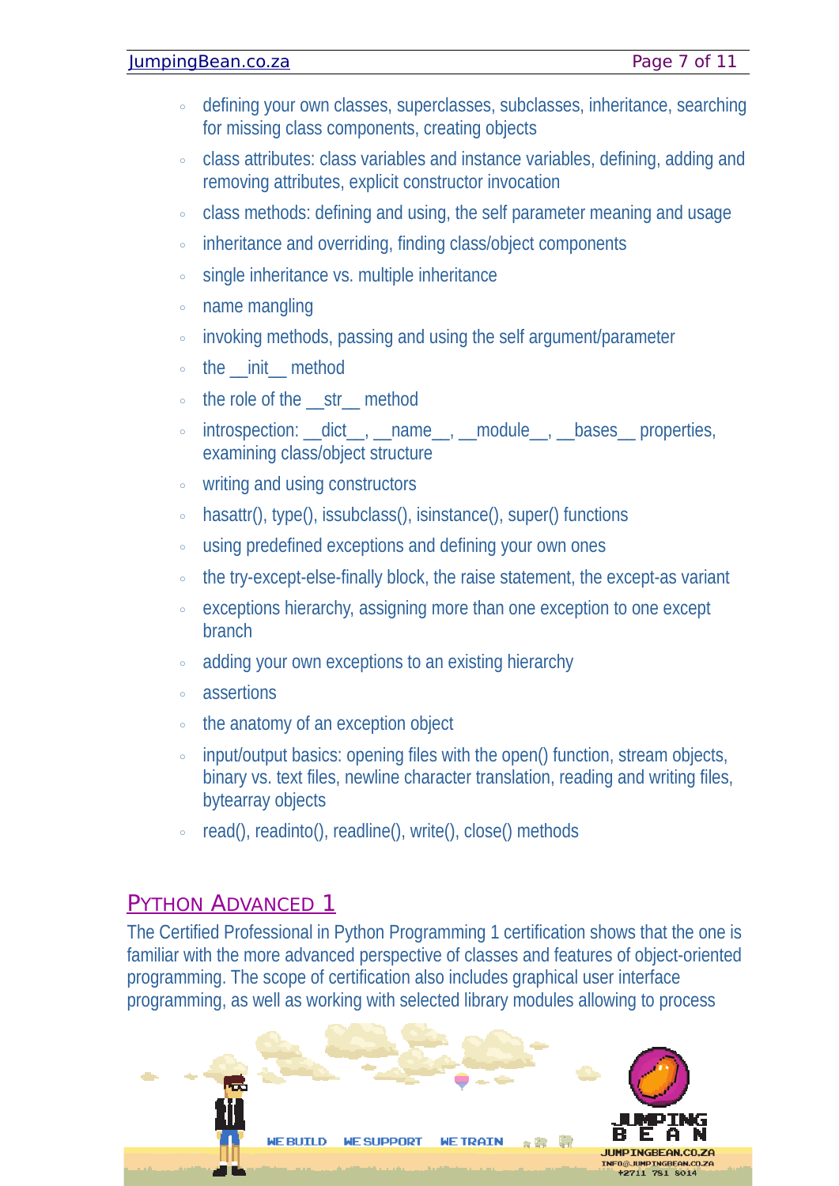- defining your own classes, superclasses, subclasses, inheritance, searching for missing class components, creating objects
- class attributes: class variables and instance variables, defining, adding and removing attributes, explicit constructor invocation
- class methods: defining and using, the self parameter meaning and usage
- inheritance and overriding, finding class/object components
- single inheritance vs. multiple inheritance
- name mangling
- invoking methods, passing and using the self argument/parameter
- the __init__ method
- the role of the __str__ method
- introspection: __dict__, __name__, __module__, __bases__ properties, examining class/object structure
- writing and using constructors
- hasattr(), type(), issubclass(), isinstance(), super() functions
- using predefined exceptions and defining your own ones
- the try-except-else-finally block, the raise statement, the except-as variant
- exceptions hierarchy, assigning more than one exception to one except branch
- adding your own exceptions to an existing hierarchy
- assertions
- the anatomy of an exception object
- input/output basics: opening files with the open() function, stream objects, binary vs. text files, newline character translation, reading and writing files, bytearray objects
- read(), readinto(), readline(), write(), close() methods

## Python Advanced 1

The Certified Professional in Python Programming 1 certification shows that the one is familiar with the more advanced perspective of classes and features of object-oriented programming. The scope of certification also includes graphical user interface programming, as well as working with selected library modules allowing to process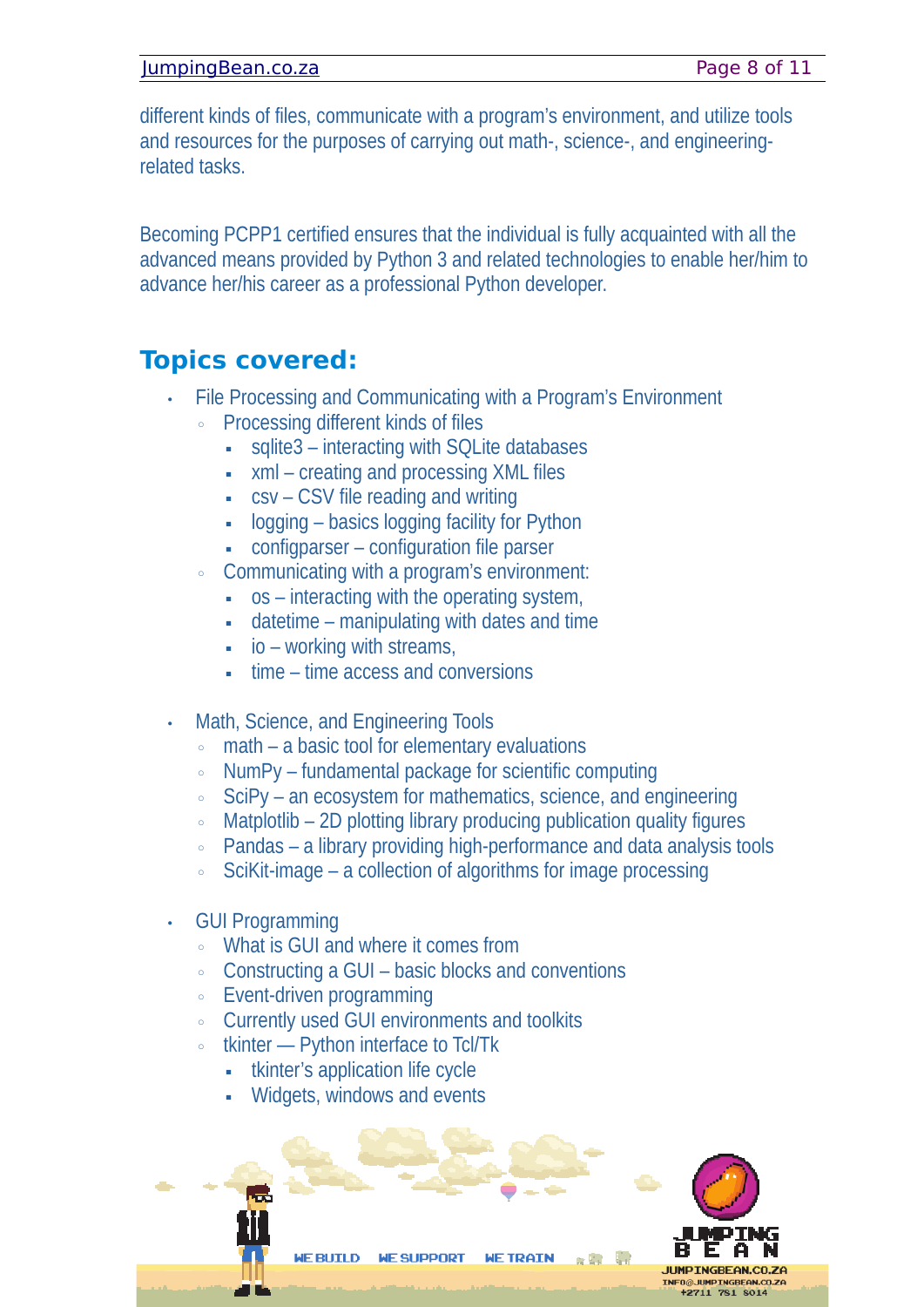different kinds of files, communicate with a program's environment, and utilize tools and resources for the purposes of carrying out math-, science-, and engineering-related tasks.

Becoming PCPP1 certified ensures that the individual is fully acquainted with all the advanced means provided by Python 3 and related technologies to enable her/him to advance her/his career as a professional Python developer.

## Topics covered:

- File Processing and Communicating with a Program's Environment
  - Processing different kinds of files
    - sqlite3 – interacting with SQLite databases
    - xml – creating and processing XML files
    - csv – CSV file reading and writing
    - logging – basics logging facility for Python
    - configparser – configuration file parser
  - Communicating with a program's environment:
    - os – interacting with the operating system,
    - datetime – manipulating with dates and time
    - io – working with streams,
    - time – time access and conversions

- Math, Science, and Engineering Tools
  - math – a basic tool for elementary evaluations
  - NumPy – fundamental package for scientific computing
  - SciPy – an ecosystem for mathematics, science, and engineering
  - Matplotlib – 2D plotting library producing publication quality figures
  - Pandas – a library providing high-performance and data analysis tools
  - SciKit-image – a collection of algorithms for image processing

- GUI Programming
  - What is GUI and where it comes from
  - Constructing a GUI – basic blocks and conventions
  - Event-driven programming
  - Currently used GUI environments and toolkits
  - tkinter — Python interface to Tcl/Tk
    - tkinter's application life cycle
    - Widgets, windows and events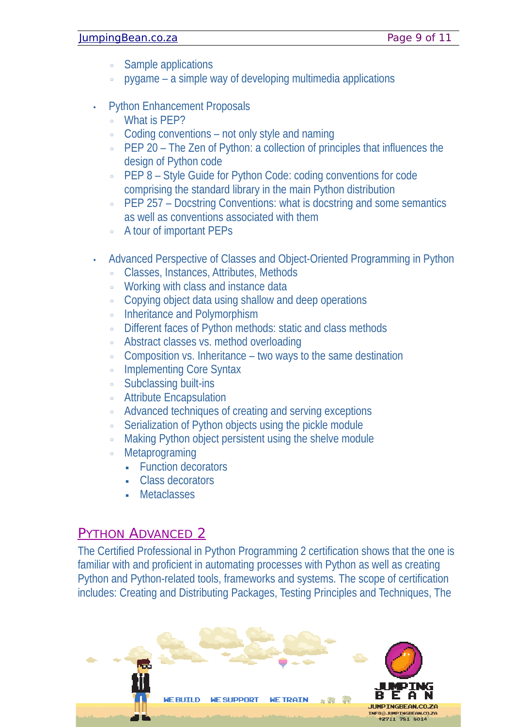- Sample applications
- pygame – a simple way of developing multimedia applications

- Python Enhancement Proposals
  - What is PEP?
  - Coding conventions – not only style and naming
  - PEP 20 – The Zen of Python: a collection of principles that influences the design of Python code
  - PEP 8 – Style Guide for Python Code: coding conventions for code comprising the standard library in the main Python distribution
  - PEP 257 – Docstring Conventions: what is docstring and some semantics as well as conventions associated with them
  - A tour of important PEPs

- Advanced Perspective of Classes and Object-Oriented Programming in Python
  - Classes, Instances, Attributes, Methods
  - Working with class and instance data
  - Copying object data using shallow and deep operations
  - Inheritance and Polymorphism
  - Different faces of Python methods: static and class methods
  - Abstract classes vs. method overloading
  - Composition vs. Inheritance – two ways to the same destination
  - Implementing Core Syntax
  - Subclassing built-ins
  - Attribute Encapsulation
  - Advanced techniques of creating and serving exceptions
  - Serialization of Python objects using the pickle module
  - Making Python object persistent using the shelve module
  - Metaprograming
    - Function decorators
    - Class decorators
    - Metaclasses

## Python Advanced 2

The Certified Professional in Python Programming 2 certification shows that the one is familiar with and proficient in automating processes with Python as well as creating Python and Python-related tools, frameworks and systems. The scope of certification includes: Creating and Distributing Packages, Testing Principles and Techniques, The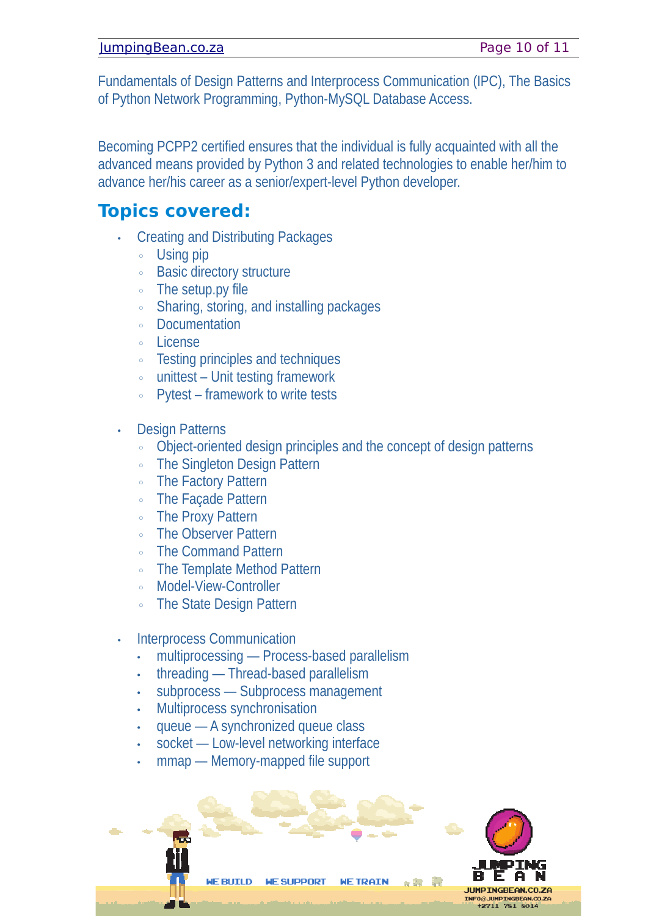Fundamentals of Design Patterns and Interprocess Communication (IPC), The Basics of Python Network Programming, Python-MySQL Database Access.

Becoming PCPP2 certified ensures that the individual is fully acquainted with all the advanced means provided by Python 3 and related technologies to enable her/him to advance her/his career as a senior/expert-level Python developer.

## Topics covered:

- Creating and Distributing Packages
  - Using pip
  - Basic directory structure
  - The setup.py file
  - Sharing, storing, and installing packages
  - Documentation
  - License
  - Testing principles and techniques
  - unittest – Unit testing framework
  - Pytest – framework to write tests

- Design Patterns
  - Object-oriented design principles and the concept of design patterns
  - The Singleton Design Pattern
  - The Factory Pattern
  - The Façade Pattern
  - The Proxy Pattern
  - The Observer Pattern
  - The Command Pattern
  - The Template Method Pattern
  - Model-View-Controller
  - The State Design Pattern

- Interprocess Communication
  - multiprocessing — Process-based parallelism
  - threading — Thread-based parallelism
  - subprocess — Subprocess management
  - Multiprocess synchronisation
  - queue — A synchronized queue class
  - socket — Low-level networking interface
  - mmap — Memory-mapped file support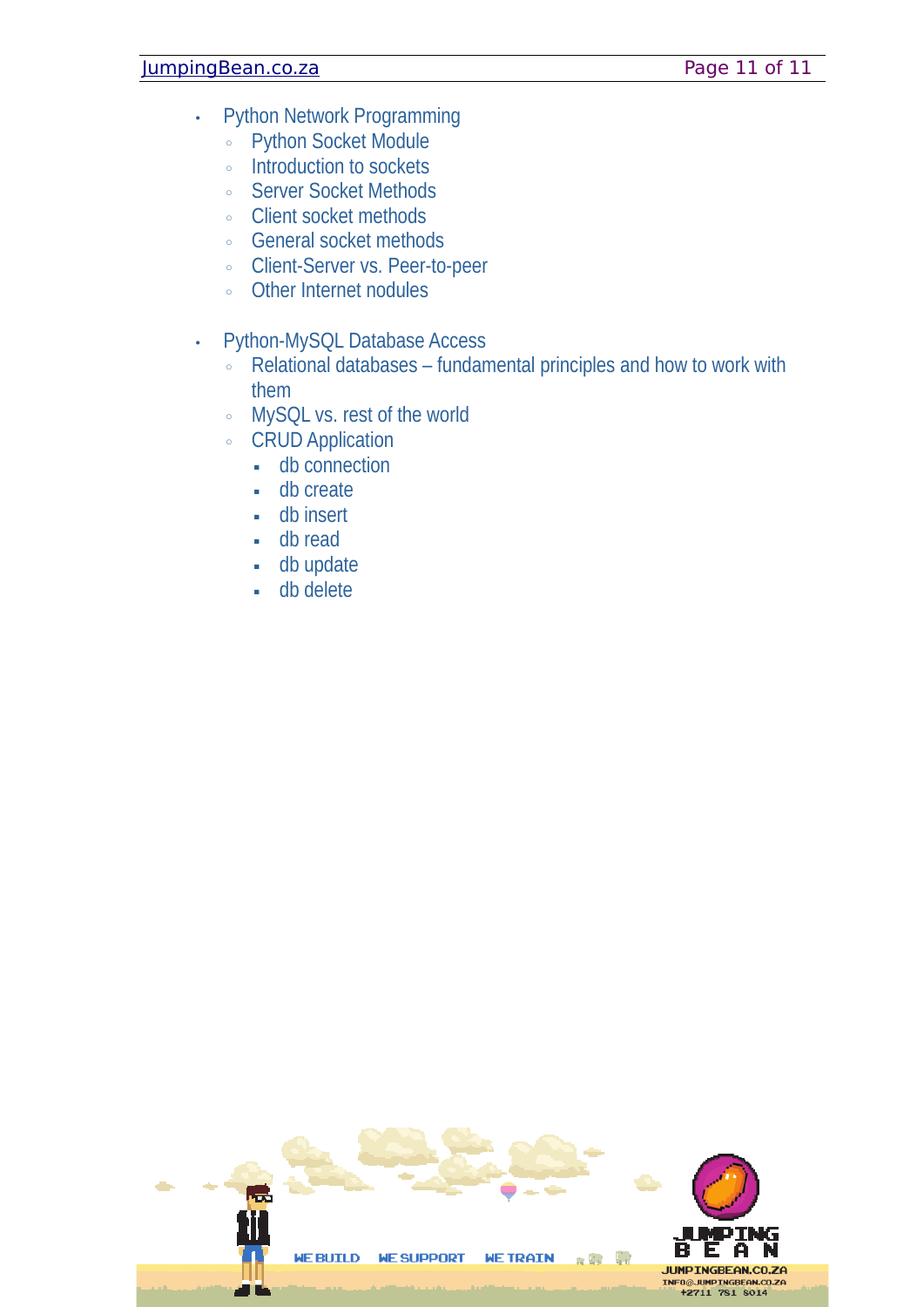- Python Network Programming
  - Python Socket Module
  - Introduction to sockets
  - Server Socket Methods
  - Client socket methods
  - General socket methods
  - Client-Server vs. Peer-to-peer
  - Other Internet nodules

- Python-MySQL Database Access
  - Relational databases – fundamental principles and how to work with them
  - MySQL vs. rest of the world
  - CRUD Application
    - db connection
    - db create
    - db insert
    - db read
    - db update
    - db delete